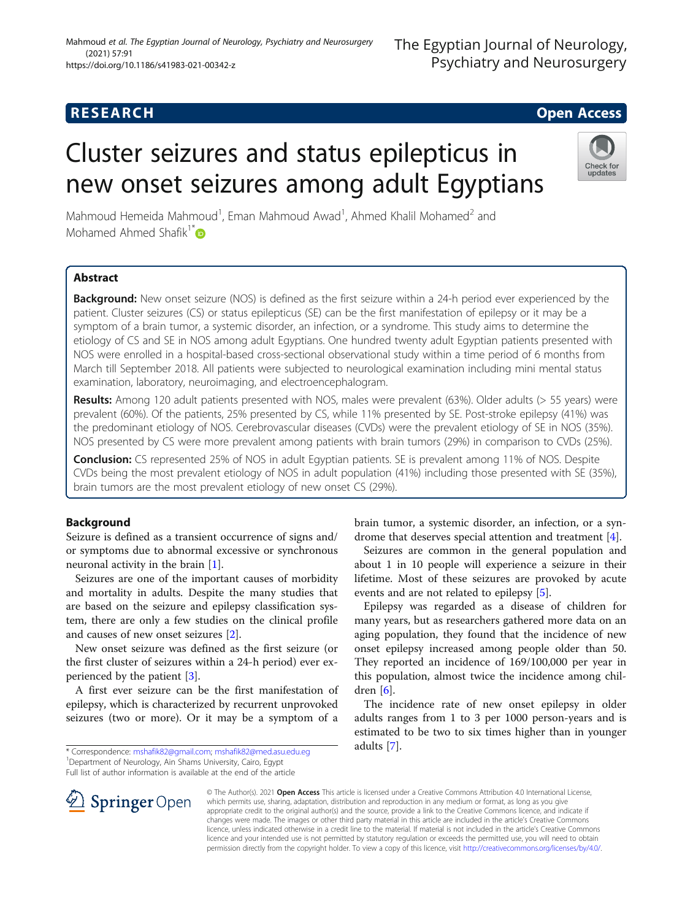RESEARCH Open Access

# Cluster seizures and status epilepticus in new onset seizures among adult Egyptians

Mahmoud Hemeida Mahmoud[1], Eman Mahmoud Awad[1], Ahmed Khalil Mohamed[2] and Mohamed Ahmed Shafik[1*]

## Abstract

**Background:** New onset seizure (NOS) is defined as the first seizure within a 24-h period ever experienced by the patient. Cluster seizures (CS) or status epilepticus (SE) can be the first manifestation of epilepsy or it may be a symptom of a brain tumor, a systemic disorder, an infection, or a syndrome. This study aims to determine the etiology of CS and SE in NOS among adult Egyptians. One hundred twenty adult Egyptian patients presented with NOS were enrolled in a hospital-based cross-sectional observational study within a time period of 6 months from March till September 2018. All patients were subjected to neurological examination including mini mental status examination, laboratory, neuroimaging, and electroencephalogram.

**Results:** Among 120 adult patients presented with NOS, males were prevalent (63%). Older adults (> 55 years) were prevalent (60%). Of the patients, 25% presented by CS, while 11% presented by SE. Post-stroke epilepsy (41%) was the predominant etiology of NOS. Cerebrovascular diseases (CVDs) were the prevalent etiology of SE in NOS (35%). NOS presented by CS were more prevalent among patients with brain tumors (29%) in comparison to CVDs (25%).

**Conclusion:** CS represented 25% of NOS in adult Egyptian patients. SE is prevalent among 11% of NOS. Despite CVDs being the most prevalent etiology of NOS in adult population (41%) including those presented with SE (35%), brain tumors are the most prevalent etiology of new onset CS (29%).

## Background

Seizure is defined as a transient occurrence of signs and/or symptoms due to abnormal excessive or synchronous neuronal activity in the brain [1].

Seizures are one of the important causes of morbidity and mortality in adults. Despite the many studies that are based on the seizure and epilepsy classification system, there are only a few studies on the clinical profile and causes of new onset seizures [2].

New onset seizure was defined as the first seizure (or the first cluster of seizures within a 24-h period) ever experienced by the patient [3].

A first ever seizure can be the first manifestation of epilepsy, which is characterized by recurrent unprovoked seizures (two or more). Or it may be a symptom of a brain tumor, a systemic disorder, an infection, or a syndrome that deserves special attention and treatment [4].

Seizures are common in the general population and about 1 in 10 people will experience a seizure in their lifetime. Most of these seizures are provoked by acute events and are not related to epilepsy [5].

Epilepsy was regarded as a disease of children for many years, but as researchers gathered more data on an aging population, they found that the incidence of new onset epilepsy increased among people older than 50. They reported an incidence of 169/100,000 per year in this population, almost twice the incidence among children [6].

The incidence rate of new onset epilepsy in older adults ranges from 1 to 3 per 1000 person-years and is estimated to be two to six times higher than in younger adults [7].

\* Correspondence: mshafik82@gmail.com; mshafik82@med.asu.edu.eg
[1]Department of Neurology, Ain Shams University, Cairo, Egypt
Full list of author information is available at the end of the article

© The Author(s). 2021 **Open Access** This article is licensed under a Creative Commons Attribution 4.0 International License, which permits use, sharing, adaptation, distribution and reproduction in any medium or format, as long as you give appropriate credit to the original author(s) and the source, provide a link to the Creative Commons licence, and indicate if changes were made. The images or other third party material in this article are included in the article's Creative Commons licence, unless indicated otherwise in a credit line to the material. If material is not included in the article's Creative Commons licence and your intended use is not permitted by statutory regulation or exceeds the permitted use, you will need to obtain permission directly from the copyright holder. To view a copy of this licence, visit http://creativecommons.org/licenses/by/4.0/.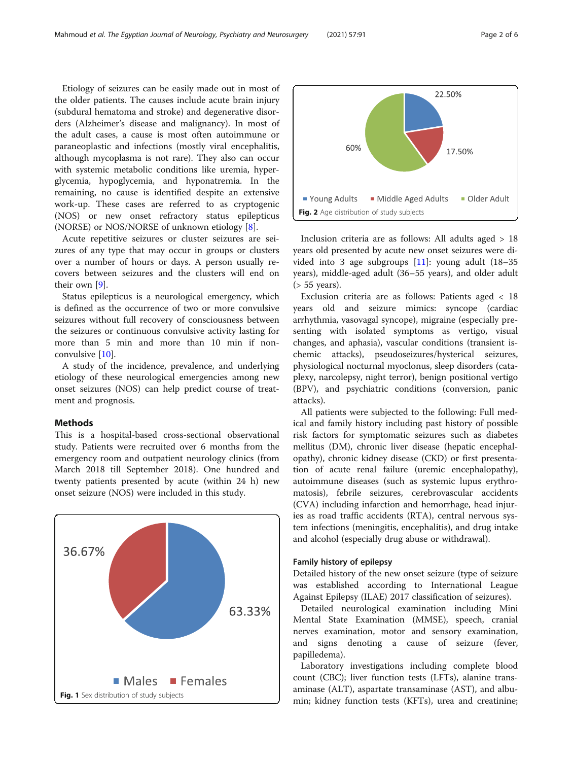Etiology of seizures can be easily made out in most of the older patients. The causes include acute brain injury (subdural hematoma and stroke) and degenerative disorders (Alzheimer's disease and malignancy). In most of the adult cases, a cause is most often autoimmune or paraneoplastic and infections (mostly viral encephalitis, although mycoplasma is not rare). They also can occur with systemic metabolic conditions like uremia, hyperglycemia, hypoglycemia, and hyponatremia. In the remaining, no cause is identified despite an extensive work-up. These cases are referred to as cryptogenic (NOS) or new onset refractory status epilepticus (NORSE) or NOS/NORSE of unknown etiology [8].

Acute repetitive seizures or cluster seizures are seizures of any type that may occur in groups or clusters over a number of hours or days. A person usually recovers between seizures and the clusters will end on their own [9].

Status epilepticus is a neurological emergency, which is defined as the occurrence of two or more convulsive seizures without full recovery of consciousness between the seizures or continuous convulsive activity lasting for more than 5 min and more than 10 min if non-convulsive [10].

A study of the incidence, prevalence, and underlying etiology of these neurological emergencies among new onset seizures (NOS) can help predict course of treatment and prognosis.

## Methods

This is a hospital-based cross-sectional observational study. Patients were recruited over 6 months from the emergency room and outpatient neurology clinics (from March 2018 till September 2018). One hundred and twenty patients presented by acute (within 24 h) new onset seizure (NOS) were included in this study.

**Fig. 1** Sex distribution of study subjects

**Fig. 2** Age distribution of study subjects

Inclusion criteria are as follows: All adults aged > 18 years old presented by acute new onset seizures were divided into 3 age subgroups [11]: young adult (18–35 years), middle-aged adult (36–55 years), and older adult (> 55 years).

Exclusion criteria are as follows: Patients aged < 18 years old and seizure mimics: syncope (cardiac arrhythmia, vasovagal syncope), migraine (especially presenting with isolated symptoms as vertigo, visual changes, and aphasia), vascular conditions (transient ischemic attacks), pseudoseizures/hysterical seizures, physiological nocturnal myoclonus, sleep disorders (cataplexy, narcolepsy, night terror), benign positional vertigo (BPV), and psychiatric conditions (conversion, panic attacks).

All patients were subjected to the following: Full medical and family history including past history of possible risk factors for symptomatic seizures such as diabetes mellitus (DM), chronic liver disease (hepatic encephalopathy), chronic kidney disease (CKD) or first presentation of acute renal failure (uremic encephalopathy), autoimmune diseases (such as systemic lupus erythromatosis), febrile seizures, cerebrovascular accidents (CVA) including infarction and hemorrhage, head injuries as road traffic accidents (RTA), central nervous system infections (meningitis, encephalitis), and drug intake and alcohol (especially drug abuse or withdrawal).

### Family history of epilepsy

Detailed history of the new onset seizure (type of seizure was established according to International League Against Epilepsy (ILAE) 2017 classification of seizures).

Detailed neurological examination including Mini Mental State Examination (MMSE), speech, cranial nerves examination, motor and sensory examination, and signs denoting a cause of seizure (fever, papilledema).

Laboratory investigations including complete blood count (CBC); liver function tests (LFTs), alanine transaminase (ALT), aspartate transaminase (AST), and albumin; kidney function tests (KFTs), urea and creatinine;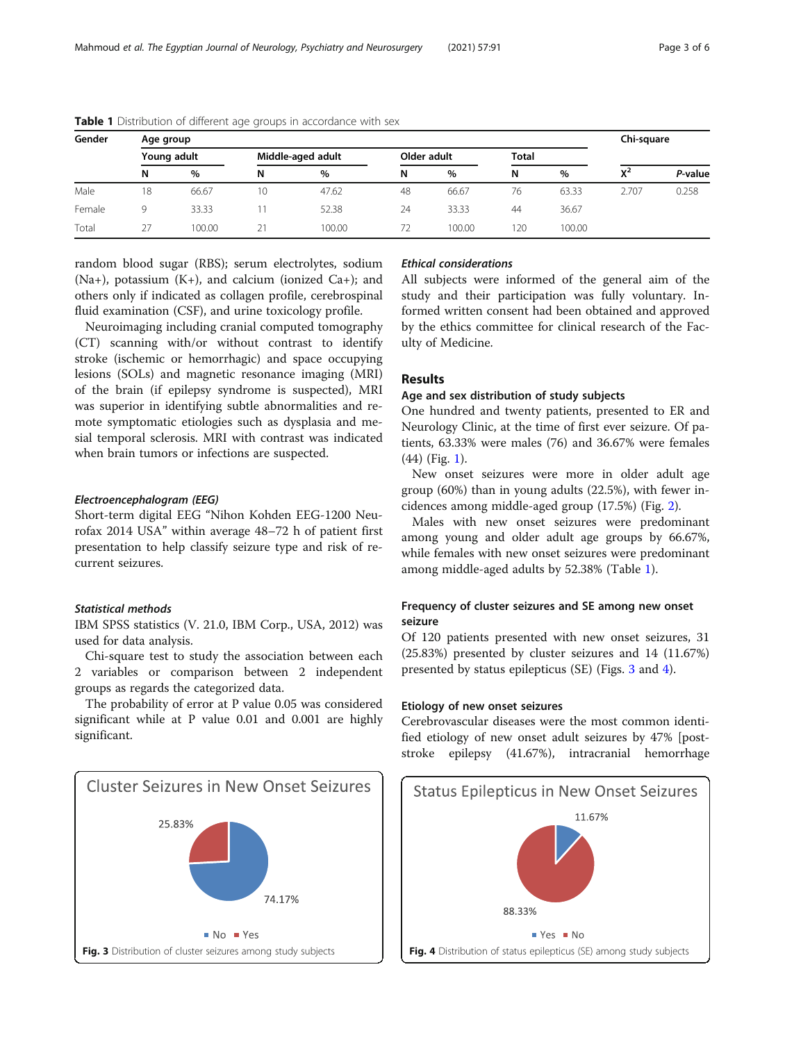**Table 1** Distribution of different age groups in accordance with sex

| Gender | Age group | | | | | | | | Chi-square | |
|---|---|---|---|---|---|---|---|---|---|---|
| | Young adult | | Middle-aged adult | | Older adult | | Total | | | |
| | N | % | N | % | N | % | N | % | $X^2$ | *P*-value |
| Male | 18 | 66.67 | 10 | 47.62 | 48 | 66.67 | 76 | 63.33 | 2.707 | 0.258 |
| Female | 9 | 33.33 | 11 | 52.38 | 24 | 33.33 | 44 | 36.67 | | |
| Total | 27 | 100.00 | 21 | 100.00 | 72 | 100.00 | 120 | 100.00 | | |

random blood sugar (RBS); serum electrolytes, sodium (Na+), potassium (K+), and calcium (ionized Ca+); and others only if indicated as collagen profile, cerebrospinal fluid examination (CSF), and urine toxicology profile.

Neuroimaging including cranial computed tomography (CT) scanning with/or without contrast to identify stroke (ischemic or hemorrhagic) and space occupying lesions (SOLs) and magnetic resonance imaging (MRI) of the brain (if epilepsy syndrome is suspected), MRI was superior in identifying subtle abnormalities and remote symptomatic etiologies such as dysplasia and mesial temporal sclerosis. MRI with contrast was indicated when brain tumors or infections are suspected.

#### *Electroencephalogram (EEG)*

Short-term digital EEG "Nihon Kohden EEG-1200 Neurofax 2014 USA" within average 48–72 h of patient first presentation to help classify seizure type and risk of recurrent seizures.

#### *Statistical methods*

IBM SPSS statistics (V. 21.0, IBM Corp., USA, 2012) was used for data analysis.

Chi-square test to study the association between each 2 variables or comparison between 2 independent groups as regards the categorized data.

The probability of error at P value 0.05 was considered significant while at P value 0.01 and 0.001 are highly significant.

#### *Ethical considerations*

All subjects were informed of the general aim of the study and their participation was fully voluntary. Informed written consent had been obtained and approved by the ethics committee for clinical research of the Faculty of Medicine.

## Results

### Age and sex distribution of study subjects

One hundred and twenty patients, presented to ER and Neurology Clinic, at the time of first ever seizure. Of patients, 63.33% were males (76) and 36.67% were females (44) (Fig. 1).

New onset seizures were more in older adult age group (60%) than in young adults (22.5%), with fewer incidences among middle-aged group (17.5%) (Fig. 2).

Males with new onset seizures were predominant among young and older adult age groups by 66.67%, while females with new onset seizures were predominant among middle-aged adults by 52.38% (Table 1).

### Frequency of cluster seizures and SE among new onset seizure

Of 120 patients presented with new onset seizures, 31 (25.83%) presented by cluster seizures and 14 (11.67%) presented by status epilepticus (SE) (Figs. 3 and 4).

### Etiology of new onset seizures

Cerebrovascular diseases were the most common identified etiology of new onset adult seizures by 47% [post-stroke epilepsy (41.67%), intracranial hemorrhage

Cluster Seizures in New Onset Seizures

25.83%

74.17%

No Yes

**Fig. 3** Distribution of cluster seizures among study subjects

Status Epilepticus in New Onset Seizures

11.67%

88.33%

Yes No

**Fig. 4** Distribution of status epilepticus (SE) among study subjects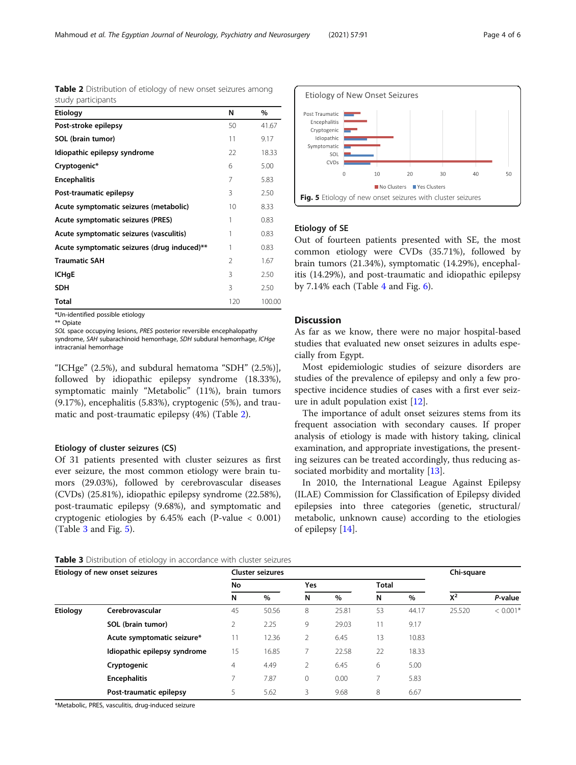**Table 2** Distribution of etiology of new onset seizures among study participants

| Etiology | N | % |
|---|---|---|
| Post-stroke epilepsy | 50 | 41.67 |
| SOL (brain tumor) | 11 | 9.17 |
| Idiopathic epilepsy syndrome | 22 | 18.33 |
| Cryptogenic* | 6 | 5.00 |
| Encephalitis | 7 | 5.83 |
| Post-traumatic epilepsy | 3 | 2.50 |
| Acute symptomatic seizures (metabolic) | 10 | 8.33 |
| Acute symptomatic seizures (PRES) | 1 | 0.83 |
| Acute symptomatic seizures (vasculitis) | 1 | 0.83 |
| Acute symptomatic seizures (drug induced)** | 1 | 0.83 |
| Traumatic SAH | 2 | 1.67 |
| ICHgE | 3 | 2.50 |
| SDH | 3 | 2.50 |
| Total | 120 | 100.00 |

*Un-identified possible etiology
** Opiate
*SOL* space occupying lesions, *PRES* posterior reversible encephalopathy syndrome, *SAH* subarachinoid hemorrhage, *SDH* subdural hemorrhage, *ICHge* intracranial hemorrhage

"ICHge" (2.5%), and subdural hematoma "SDH" (2.5%)], followed by idiopathic epilepsy syndrome (18.33%), symptomatic mainly "Metabolic" (11%), brain tumors (9.17%), encephalitis (5.83%), cryptogenic (5%), and traumatic and post-traumatic epilepsy (4%) (Table 2).

### Etiology of cluster seizures (CS)

Of 31 patients presented with cluster seizures as first ever seizure, the most common etiology were brain tumors (29.03%), followed by cerebrovascular diseases (CVDs) (25.81%), idiopathic epilepsy syndrome (22.58%), post-traumatic epilepsy (9.68%), and symptomatic and cryptogenic etiologies by 6.45% each (P-value < 0.001) (Table 3 and Fig. 5).

**Fig. 5** Etiology of new onset seizures with cluster seizures

### Etiology of SE

Out of fourteen patients presented with SE, the most common etiology were CVDs (35.71%), followed by brain tumors (21.34%), symptomatic (14.29%), encephalitis (14.29%), and post-traumatic and idiopathic epilepsy by 7.14% each (Table 4 and Fig. 6).

## Discussion

As far as we know, there were no major hospital-based studies that evaluated new onset seizures in adults especially from Egypt.

Most epidemiologic studies of seizure disorders are studies of the prevalence of epilepsy and only a few prospective incidence studies of cases with a first ever seizure in adult population exist [12].

The importance of adult onset seizures stems from its frequent association with secondary causes. If proper analysis of etiology is made with history taking, clinical examination, and appropriate investigations, the presenting seizures can be treated accordingly, thus reducing associated morbidity and mortality [13].

In 2010, the International League Against Epilepsy (ILAE) Commission for Classification of Epilepsy divided epilepsies into three categories (genetic, structural/metabolic, unknown cause) according to the etiologies of epilepsy [14].

**Table 3** Distribution of etiology in accordance with cluster seizures

| Etiology of new onset seizures | | Cluster seizures | | | | | | Chi-square | |
|---|---|---|---|---|---|---|---|---|---|
| | | No | | Yes | | Total | | | |
| | | N | % | N | % | N | % | $X^2$ | P-value |
| Etiology | Cerebrovascular | 45 | 50.56 | 8 | 25.81 | 53 | 44.17 | 25.520 | < 0.001* |
| | SOL (brain tumor) | 2 | 2.25 | 9 | 29.03 | 11 | 9.17 | | |
| | Acute symptomatic seizure* | 11 | 12.36 | 2 | 6.45 | 13 | 10.83 | | |
| | Idiopathic epilepsy syndrome | 15 | 16.85 | 7 | 22.58 | 22 | 18.33 | | |
| | Cryptogenic | 4 | 4.49 | 2 | 6.45 | 6 | 5.00 | | |
| | Encephalitis | 7 | 7.87 | 0 | 0.00 | 7 | 5.83 | | |
| | Post-traumatic epilepsy | 5 | 5.62 | 3 | 9.68 | 8 | 6.67 | | |

*Metabolic, PRES, vasculitis, drug-induced seizure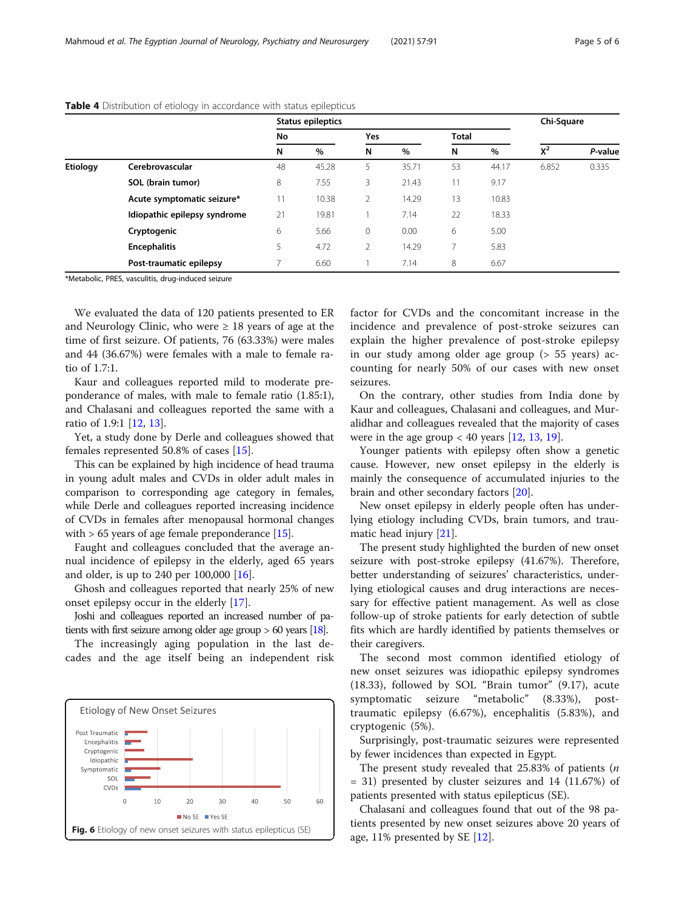**Table 4** Distribution of etiology in accordance with status epilepticus

| | | Status epileptics | | | | | | Chi-Square | |
|---|---|---|---|---|---|---|---|---|---|
| | | No | | Yes | | Total | | | |
| | | N | % | N | % | N | % | $X^2$ | *P*-value |
| **Etiology** | **Cerebrovascular** | 48 | 45.28 | 5 | 35.71 | 53 | 44.17 | 6.852 | 0.335 |
| | **SOL (brain tumor)** | 8 | 7.55 | 3 | 21.43 | 11 | 9.17 | | |
| | **Acute symptomatic seizure*** | 11 | 10.38 | 2 | 14.29 | 13 | 10.83 | | |
| | **Idiopathic epilepsy syndrome** | 21 | 19.81 | 1 | 7.14 | 22 | 18.33 | | |
| | **Cryptogenic** | 6 | 5.66 | 0 | 0.00 | 6 | 5.00 | | |
| | **Encephalitis** | 5 | 4.72 | 2 | 14.29 | 7 | 5.83 | | |
| | **Post-traumatic epilepsy** | 7 | 6.60 | 1 | 7.14 | 8 | 6.67 | | |

*Metabolic, PRES, vasculitis, drug-induced seizure

We evaluated the data of 120 patients presented to ER and Neurology Clinic, who were ≥ 18 years of age at the time of first seizure. Of patients, 76 (63.33%) were males and 44 (36.67%) were females with a male to female ratio of 1.7:1.

Kaur and colleagues reported mild to moderate preponderance of males, with male to female ratio (1.85:1), and Chalasani and colleagues reported the same with a ratio of 1.9:1 [12, 13].

Yet, a study done by Derle and colleagues showed that females represented 50.8% of cases [15].

This can be explained by high incidence of head trauma in young adult males and CVDs in older adult males in comparison to corresponding age category in females, while Derle and colleagues reported increasing incidence of CVDs in females after menopausal hormonal changes with > 65 years of age female preponderance [15].

Faught and colleagues concluded that the average annual incidence of epilepsy in the elderly, aged 65 years and older, is up to 240 per 100,000 [16].

Ghosh and colleagues reported that nearly 25% of new onset epilepsy occur in the elderly [17].

Joshi and colleagues reported an increased number of patients with first seizure among older age group > 60 years [18].

The increasingly aging population in the last decades and the age itself being an independent risk factor for CVDs and the concomitant increase in the incidence and prevalence of post-stroke seizures can explain the higher prevalence of post-stroke epilepsy in our study among older age group (> 55 years) accounting for nearly 50% of our cases with new onset seizures.

On the contrary, other studies from India done by Kaur and colleagues, Chalasani and colleagues, and Muralidhar and colleagues revealed that the majority of cases were in the age group < 40 years [12, 13, 19].

Younger patients with epilepsy often show a genetic cause. However, new onset epilepsy in the elderly is mainly the consequence of accumulated injuries to the brain and other secondary factors [20].

New onset epilepsy in elderly people often has underlying etiology including CVDs, brain tumors, and traumatic head injury [21].

The present study highlighted the burden of new onset seizure with post-stroke epilepsy (41.67%). Therefore, better understanding of seizures' characteristics, underlying etiological causes and drug interactions are necessary for effective patient management. As well as close follow-up of stroke patients for early detection of subtle fits which are hardly identified by patients themselves or their caregivers.

The second most common identified etiology of new onset seizures was idiopathic epilepsy syndromes (18.33), followed by SOL "Brain tumor" (9.17), acute symptomatic seizure "metabolic" (8.33%), post-traumatic epilepsy (6.67%), encephalitis (5.83%), and cryptogenic (5%).

Surprisingly, post-traumatic seizures were represented by fewer incidences than expected in Egypt.

The present study revealed that 25.83% of patients ($n$ = 31) presented by cluster seizures and 14 (11.67%) of patients presented with status epilepticus (SE).

Chalasani and colleagues found that out of the 98 patients presented by new onset seizures above 20 years of age, 11% presented by SE [12].

**Fig. 6** Etiology of new onset seizures with status epilepticus (SE)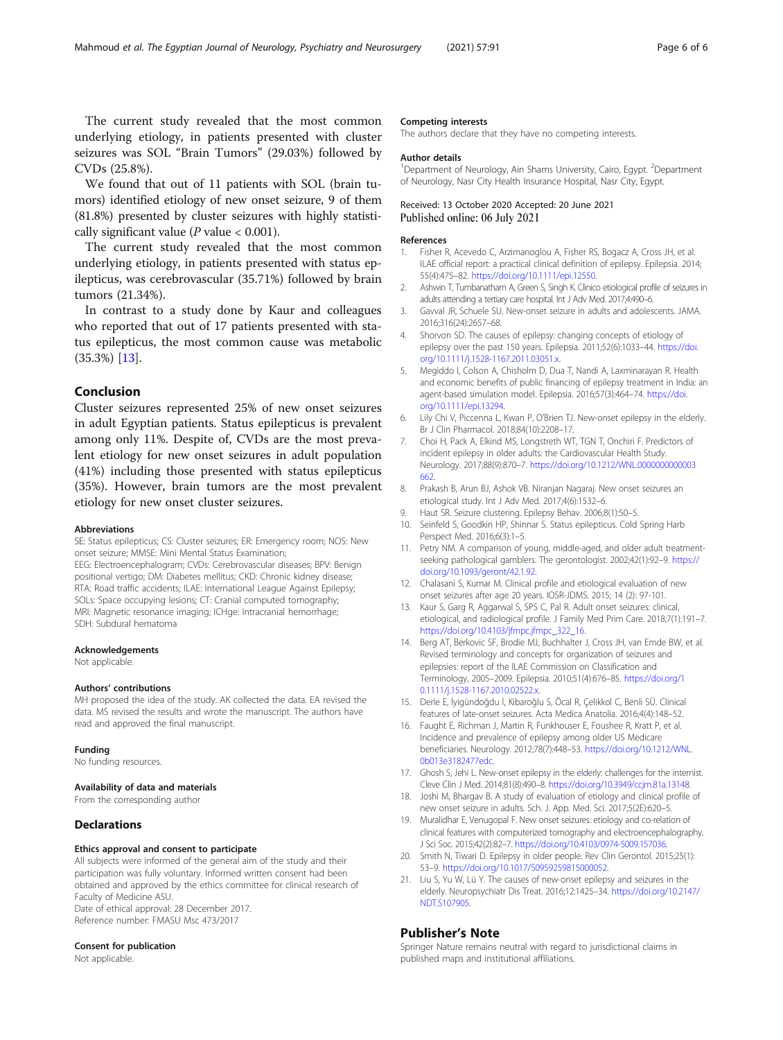The current study revealed that the most common underlying etiology, in patients presented with cluster seizures was SOL "Brain Tumors" (29.03%) followed by CVDs (25.8%).

We found that out of 11 patients with SOL (brain tumors) identified etiology of new onset seizure, 9 of them (81.8%) presented by cluster seizures with highly statistically significant value (*P* value < 0.001).

The current study revealed that the most common underlying etiology, in patients presented with status epilepticus, was cerebrovascular (35.71%) followed by brain tumors (21.34%).

In contrast to a study done by Kaur and colleagues who reported that out of 17 patients presented with status epilepticus, the most common cause was metabolic (35.3%) [13].

## Conclusion

Cluster seizures represented 25% of new onset seizures in adult Egyptian patients. Status epilepticus is prevalent among only 11%. Despite of, CVDs are the most prevalent etiology for new onset seizures in adult population (41%) including those presented with status epilepticus (35%). However, brain tumors are the most prevalent etiology for new onset cluster seizures.

#### Abbreviations

SE: Status epilepticus; CS: Cluster seizures; ER: Emergency room; NOS: New onset seizure; MMSE: Mini Mental Status Examination; EEG: Electroencephalogram; CVDs: Cerebrovascular diseases; BPV: Benign positional vertigo; DM: Diabetes mellitus; CKD: Chronic kidney disease; RTA: Road traffic accidents; ILAE: International League Against Epilepsy; SOLs: Space occupying lesions; CT: Cranial computed tomography; MRI: Magnetic resonance imaging; ICHge: Intracranial hemorrhage; SDH: Subdural hematoma

#### Acknowledgements

Not applicable.

#### Authors' contributions

MH proposed the idea of the study. AK collected the data. EA revised the data. MS revised the results and wrote the manuscript. The authors have read and approved the final manuscript.

#### Funding

No funding resources.

#### Availability of data and materials

From the corresponding author

### Declarations

#### Ethics approval and consent to participate

All subjects were informed of the general aim of the study and their participation was fully voluntary. Informed written consent had been obtained and approved by the ethics committee for clinical research of Faculty of Medicine ASU.
Date of ethical approval: 28 December 2017.
Reference number: FMASU Msc 473/2017

#### Consent for publication

Not applicable.

#### Competing interests

The authors declare that they have no competing interests.

#### Author details

[1]Department of Neurology, Ain Shams University, Cairo, Egypt. [2]Department of Neurology, Nasr City Health Insurance Hospital, Nasr City, Egypt.

Received: 13 October 2020 Accepted: 20 June 2021
Published online: 06 July 2021

#### References

1. Fisher R, Acevedo C, Arzimanoglou A, Fisher RS, Bogacz A, Cross JH, et al. ILAE official report: a practical clinical definition of epilepsy. Epilepsia. 2014; 55(4):475–82. https://doi.org/10.1111/epi.12550.
2. Ashwin T, Tumbanatham A, Green S, Singh K. Clinico etiological profile of seizures in adults attending a tertiary care hospital. Int J Adv Med. 2017;4:490–6.
3. Gavval JR, Schuele SU. New-onset seizure in adults and adolescents. JAMA. 2016;316(24):2657–68.
4. Shorvon SD. The causes of epilepsy: changing concepts of etiology of epilepsy over the past 150 years. Epilepsia. 2011;52(6):1033–44. https://doi.org/10.1111/j.1528-1167.2011.03051.x.
5. Megiddo I, Colson A, Chisholm D, Dua T, Nandi A, Laxminarayan R. Health and economic benefits of public financing of epilepsy treatment in India: an agent-based simulation model. Epilepsia. 2016;57(3):464–74. https://doi.org/10.1111/epi.13294.
6. Lily Chi V, Piccenna L, Kwan P, O'Brien TJ. New-onset epilepsy in the elderly. Br J Clin Pharmacol. 2018;84(10):2208–17.
7. Choi H, Pack A, Elkind MS, Longstreth WT, TGN T, Onchiri F. Predictors of incident epilepsy in older adults: the Cardiovascular Health Study. Neurology. 2017;88(9):870–7. https://doi.org/10.1212/WNL.0000000000003662.
8. Prakash B, Arun BJ, Ashok VB. Niranjan Nagaraj. New onset seizures an etiological study. Int J Adv Med. 2017;4(6):1532–6.
9. Haut SR. Seizure clustering. Epilepsy Behav. 2006;8(1):50–5.
10. Seinfeld S, Goodkin HP, Shinnar S. Status epilepticus. Cold Spring Harb Perspect Med. 2016;6(3):1–5.
11. Petry NM. A comparison of young, middle-aged, and older adult treatment-seeking pathological gamblers. The gerontologist. 2002;42(1):92–9. https://doi.org/10.1093/geront/42.1.92.
12. Chalasani S, Kumar M. Clinical profile and etiological evaluation of new onset seizures after age 20 years. IOSR-JDMS. 2015; 14 (2): 97-101.
13. Kaur S, Garg R, Aggarwal S, SPS C, Pal R. Adult onset seizures: clinical, etiological, and radiological profile. J Family Med Prim Care. 2018;7(1):191–7. https://doi.org/10.4103/jfmpc.jfmpc_322_16.
14. Berg AT, Berkovic SF, Brodie MJ, Buchhalter J, Cross JH, van Emde BW, et al. Revised terminology and concepts for organization of seizures and epilepsies: report of the ILAE Commission on Classification and Terminology, 2005–2009. Epilepsia. 2010;51(4):676–85. https://doi.org/10.1111/j.1528-1167.2010.02522.x.
15. Derle E, İyigündoğdu İ, Kibaroğlu S, Öcal R, Çelikkol C, Benli SÜ. Clinical features of late-onset seizures. Acta Medica Anatolia. 2016;4(4):148–52.
16. Faught E, Richman J, Martin R, Funkhouser E, Foushee R, Kratt P, et al. Incidence and prevalence of epilepsy among older US Medicare beneficiaries. Neurology. 2012;78(7):448–53. https://doi.org/10.1212/WNL.0b013e3182477edc.
17. Ghosh S, Jehi L. New-onset epilepsy in the elderly: challenges for the internist. Cleve Clin J Med. 2014;81(8):490–8. https://doi.org/10.3949/ccjm.81a.13148.
18. Joshi M, Bhargav B. A study of evaluation of etiology and clinical profile of new onset seizure in adults. Sch. J. App. Med. Sci. 2017;5(2E):620–5.
19. Muralidhar E, Venugopal F. New onset seizures: etiology and co-relation of clinical features with computerized tomography and electroencephalography. J Sci Soc. 2015;42(2):82–7. https://doi.org/10.4103/0974-5009.157036.
20. Smith N, Tiwari D. Epilepsy in older people. Rev Clin Gerontol. 2015;25(1): 53–9. https://doi.org/10.1017/S0959259815000052.
21. Liu S, Yu W, Lü Y. The causes of new-onset epilepsy and seizures in the elderly. Neuropsychiatr Dis Treat. 2016;12:1425–34. https://doi.org/10.2147/NDT.S107905.

## Publisher's Note

Springer Nature remains neutral with regard to jurisdictional claims in published maps and institutional affiliations.